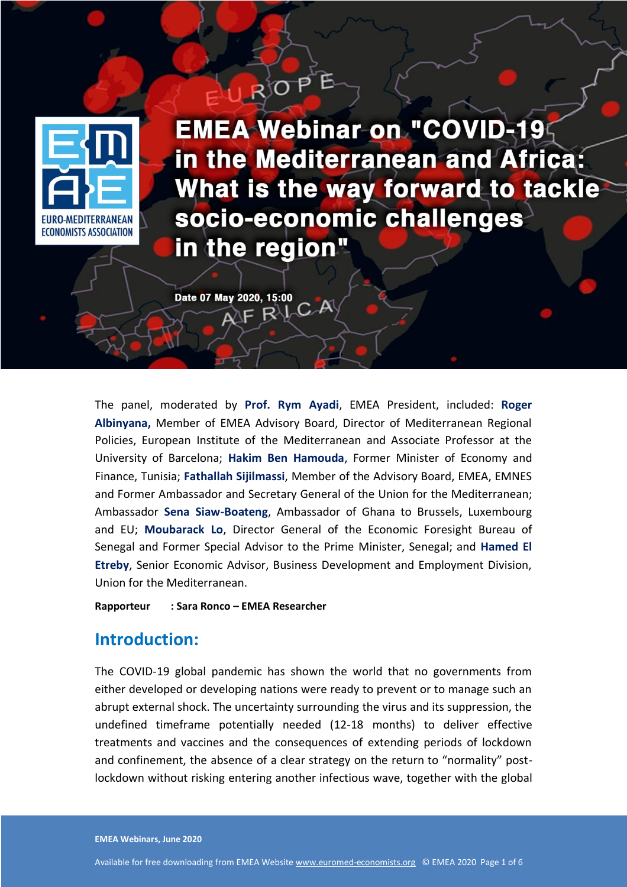# EMEA Webinar on "COVID-19 in the Mediterranean and Africa: What is the way forward to tackle socio-economic challenges in the region"

Date 07 May 2020, 15:00

The panel, moderated by **Prof. Rym Ayadi**, EMEA President, included: **Roger Albinyana,** Member of EMEA Advisory Board, Director of Mediterranean Regional Policies, European Institute of the Mediterranean and Associate Professor at the University of Barcelona; **Hakim Ben Hamouda**, Former Minister of Economy and Finance, Tunisia; **Fathallah Sijilmassi**, Member of the Advisory Board, EMEA, EMNES and Former Ambassador and Secretary General of the Union for the Mediterranean; Ambassador **Sena Siaw-Boateng**, Ambassador of Ghana to Brussels, Luxembourg and EU; **Moubarack Lo**, Director General of the Economic Foresight Bureau of Senegal and Former Special Advisor to the Prime Minister, Senegal; and **Hamed El Etreby**, Senior Economic Advisor, Business Development and Employment Division, Union for the Mediterranean.

**Rapporteur : Sara Ronco – EMEA Researcher**

## Introduction:

The COVID-19 global pandemic has shown the world that no governments from either developed or developing nations were ready to prevent or to manage such an abrupt external shock. The uncertainty surrounding the virus and its suppression, the undefined timeframe potentially needed (12-18 months) to deliver effective treatments and vaccines and the consequences of extending periods of lockdown and confinement, the absence of a clear strategy on the return to "normality" post-lockdown without risking entering another infectious wave, together with the global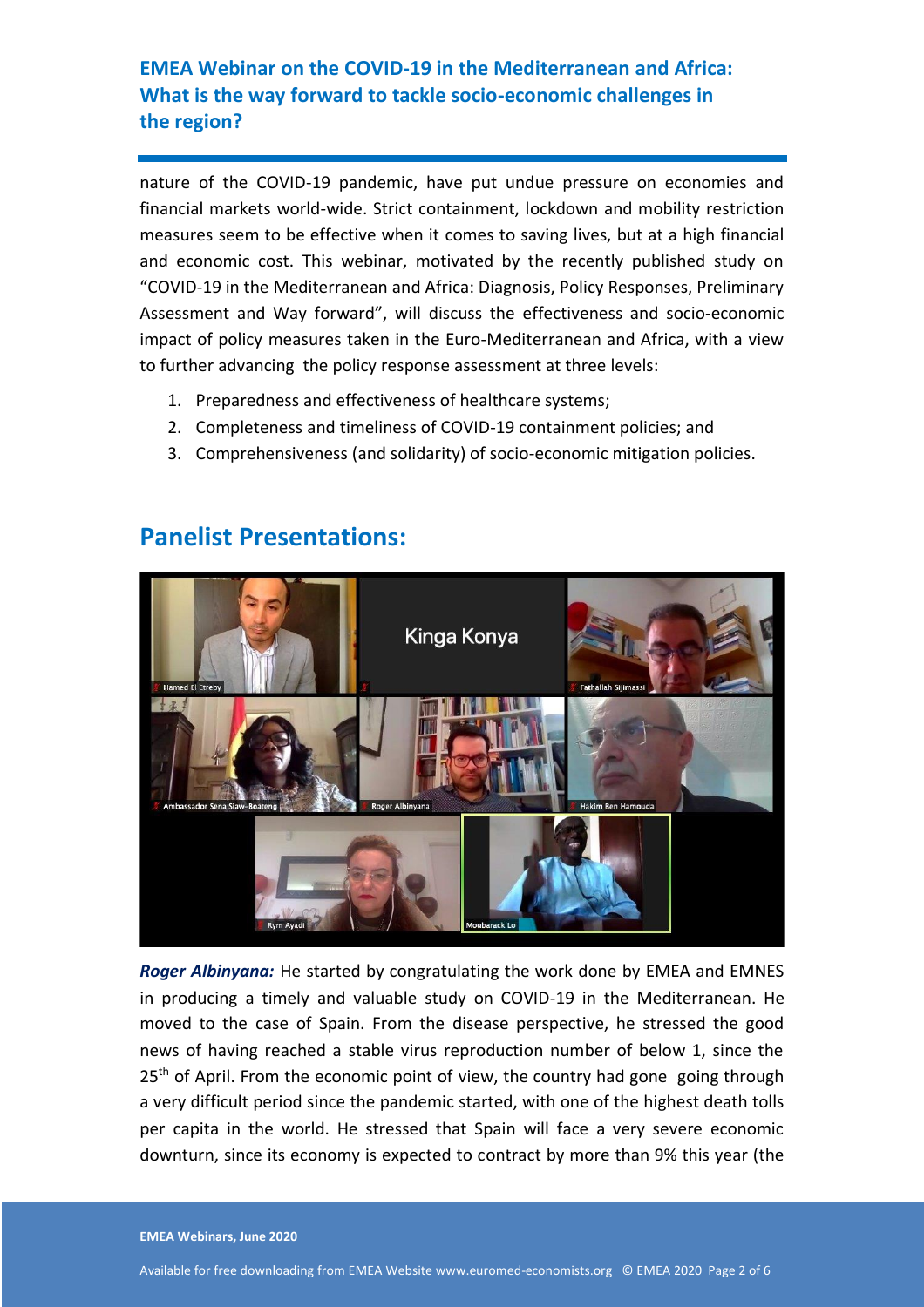nature of the COVID-19 pandemic, have put undue pressure on economies and financial markets world-wide. Strict containment, lockdown and mobility restriction measures seem to be effective when it comes to saving lives, but at a high financial and economic cost. This webinar, motivated by the recently published study on "COVID-19 in the Mediterranean and Africa: Diagnosis, Policy Responses, Preliminary Assessment and Way forward", will discuss the effectiveness and socio-economic impact of policy measures taken in the Euro-Mediterranean and Africa, with a view to further advancing the policy response assessment at three levels:

1. Preparedness and effectiveness of healthcare systems;
2. Completeness and timeliness of COVID-19 containment policies; and
3. Comprehensiveness (and solidarity) of socio-economic mitigation policies.

## Panelist Presentations:

***Roger Albinyana:*** He started by congratulating the work done by EMEA and EMNES in producing a timely and valuable study on COVID-19 in the Mediterranean. He moved to the case of Spain. From the disease perspective, he stressed the good news of having reached a stable virus reproduction number of below 1, since the 25th of April. From the economic point of view, the country had gone going through a very difficult period since the pandemic started, with one of the highest death tolls per capita in the world. He stressed that Spain will face a very severe economic downturn, since its economy is expected to contract by more than 9% this year (the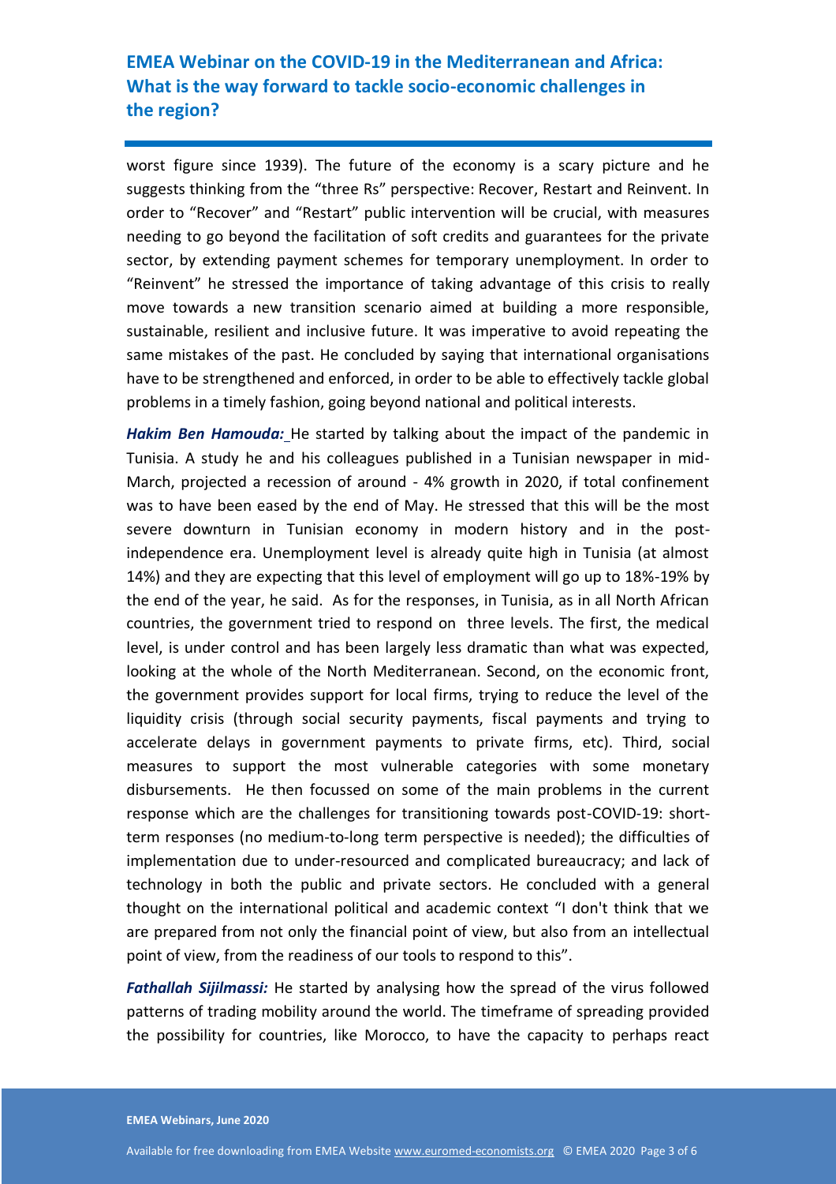worst figure since 1939). The future of the economy is a scary picture and he suggests thinking from the "three Rs" perspective: Recover, Restart and Reinvent. In order to "Recover" and "Restart" public intervention will be crucial, with measures needing to go beyond the facilitation of soft credits and guarantees for the private sector, by extending payment schemes for temporary unemployment. In order to "Reinvent" he stressed the importance of taking advantage of this crisis to really move towards a new transition scenario aimed at building a more responsible, sustainable, resilient and inclusive future. It was imperative to avoid repeating the same mistakes of the past. He concluded by saying that international organisations have to be strengthened and enforced, in order to be able to effectively tackle global problems in a timely fashion, going beyond national and political interests.

***Hakim Ben Hamouda:*** He started by talking about the impact of the pandemic in Tunisia. A study he and his colleagues published in a Tunisian newspaper in mid-March, projected a recession of around - 4% growth in 2020, if total confinement was to have been eased by the end of May. He stressed that this will be the most severe downturn in Tunisian economy in modern history and in the post-independence era. Unemployment level is already quite high in Tunisia (at almost 14%) and they are expecting that this level of employment will go up to 18%-19% by the end of the year, he said. As for the responses, in Tunisia, as in all North African countries, the government tried to respond on three levels. The first, the medical level, is under control and has been largely less dramatic than what was expected, looking at the whole of the North Mediterranean. Second, on the economic front, the government provides support for local firms, trying to reduce the level of the liquidity crisis (through social security payments, fiscal payments and trying to accelerate delays in government payments to private firms, etc). Third, social measures to support the most vulnerable categories with some monetary disbursements. He then focussed on some of the main problems in the current response which are the challenges for transitioning towards post-COVID-19: short-term responses (no medium-to-long term perspective is needed); the difficulties of implementation due to under-resourced and complicated bureaucracy; and lack of technology in both the public and private sectors. He concluded with a general thought on the international political and academic context "I don't think that we are prepared from not only the financial point of view, but also from an intellectual point of view, from the readiness of our tools to respond to this".

***Fathallah Sijilmassi:*** He started by analysing how the spread of the virus followed patterns of trading mobility around the world. The timeframe of spreading provided the possibility for countries, like Morocco, to have the capacity to perhaps react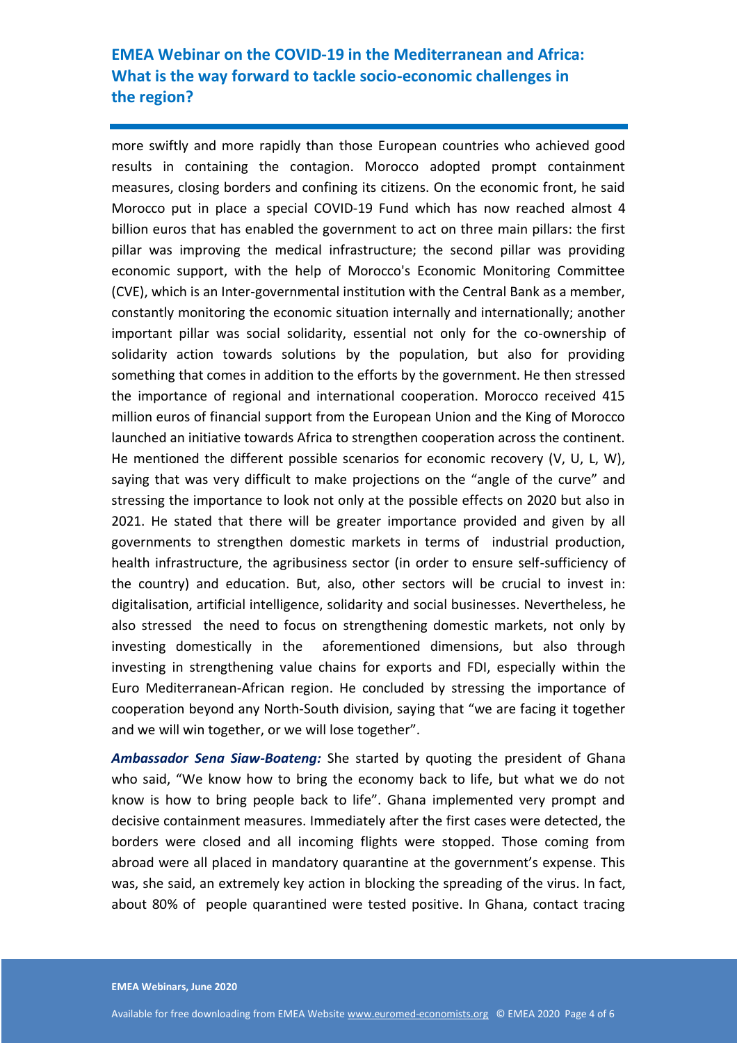more swiftly and more rapidly than those European countries who achieved good results in containing the contagion. Morocco adopted prompt containment measures, closing borders and confining its citizens. On the economic front, he said Morocco put in place a special COVID-19 Fund which has now reached almost 4 billion euros that has enabled the government to act on three main pillars: the first pillar was improving the medical infrastructure; the second pillar was providing economic support, with the help of Morocco's Economic Monitoring Committee (CVE), which is an Inter-governmental institution with the Central Bank as a member, constantly monitoring the economic situation internally and internationally; another important pillar was social solidarity, essential not only for the co-ownership of solidarity action towards solutions by the population, but also for providing something that comes in addition to the efforts by the government. He then stressed the importance of regional and international cooperation. Morocco received 415 million euros of financial support from the European Union and the King of Morocco launched an initiative towards Africa to strengthen cooperation across the continent. He mentioned the different possible scenarios for economic recovery (V, U, L, W), saying that was very difficult to make projections on the "angle of the curve" and stressing the importance to look not only at the possible effects on 2020 but also in 2021. He stated that there will be greater importance provided and given by all governments to strengthen domestic markets in terms of industrial production, health infrastructure, the agribusiness sector (in order to ensure self-sufficiency of the country) and education. But, also, other sectors will be crucial to invest in: digitalisation, artificial intelligence, solidarity and social businesses. Nevertheless, he also stressed the need to focus on strengthening domestic markets, not only by investing domestically in the aforementioned dimensions, but also through investing in strengthening value chains for exports and FDI, especially within the Euro Mediterranean-African region. He concluded by stressing the importance of cooperation beyond any North-South division, saying that "we are facing it together and we will win together, or we will lose together".

***Ambassador Sena Siaw-Boateng:*** She started by quoting the president of Ghana who said, "We know how to bring the economy back to life, but what we do not know is how to bring people back to life". Ghana implemented very prompt and decisive containment measures. Immediately after the first cases were detected, the borders were closed and all incoming flights were stopped. Those coming from abroad were all placed in mandatory quarantine at the government's expense. This was, she said, an extremely key action in blocking the spreading of the virus. In fact, about 80% of people quarantined were tested positive. In Ghana, contact tracing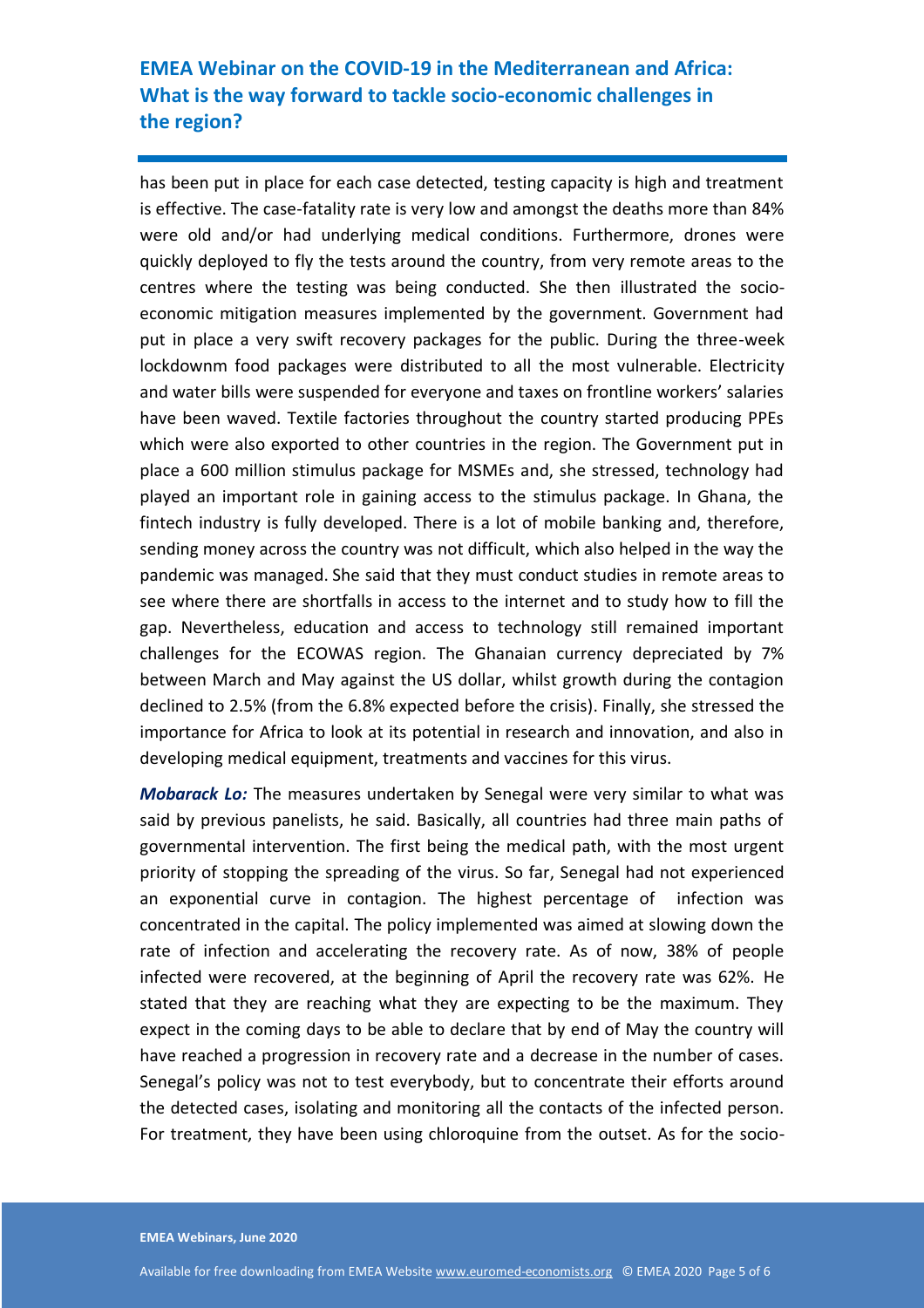has been put in place for each case detected, testing capacity is high and treatment is effective. The case-fatality rate is very low and amongst the deaths more than 84% were old and/or had underlying medical conditions. Furthermore, drones were quickly deployed to fly the tests around the country, from very remote areas to the centres where the testing was being conducted. She then illustrated the socio-economic mitigation measures implemented by the government. Government had put in place a very swift recovery packages for the public. During the three-week lockdownm food packages were distributed to all the most vulnerable. Electricity and water bills were suspended for everyone and taxes on frontline workers' salaries have been waved. Textile factories throughout the country started producing PPEs which were also exported to other countries in the region. The Government put in place a 600 million stimulus package for MSMEs and, she stressed, technology had played an important role in gaining access to the stimulus package. In Ghana, the fintech industry is fully developed. There is a lot of mobile banking and, therefore, sending money across the country was not difficult, which also helped in the way the pandemic was managed. She said that they must conduct studies in remote areas to see where there are shortfalls in access to the internet and to study how to fill the gap. Nevertheless, education and access to technology still remained important challenges for the ECOWAS region. The Ghanaian currency depreciated by 7% between March and May against the US dollar, whilst growth during the contagion declined to 2.5% (from the 6.8% expected before the crisis). Finally, she stressed the importance for Africa to look at its potential in research and innovation, and also in developing medical equipment, treatments and vaccines for this virus.

***Mobarack Lo:*** The measures undertaken by Senegal were very similar to what was said by previous panelists, he said. Basically, all countries had three main paths of governmental intervention. The first being the medical path, with the most urgent priority of stopping the spreading of the virus. So far, Senegal had not experienced an exponential curve in contagion. The highest percentage of infection was concentrated in the capital. The policy implemented was aimed at slowing down the rate of infection and accelerating the recovery rate. As of now, 38% of people infected were recovered, at the beginning of April the recovery rate was 62%. He stated that they are reaching what they are expecting to be the maximum. They expect in the coming days to be able to declare that by end of May the country will have reached a progression in recovery rate and a decrease in the number of cases. Senegal's policy was not to test everybody, but to concentrate their efforts around the detected cases, isolating and monitoring all the contacts of the infected person. For treatment, they have been using chloroquine from the outset. As for the socio-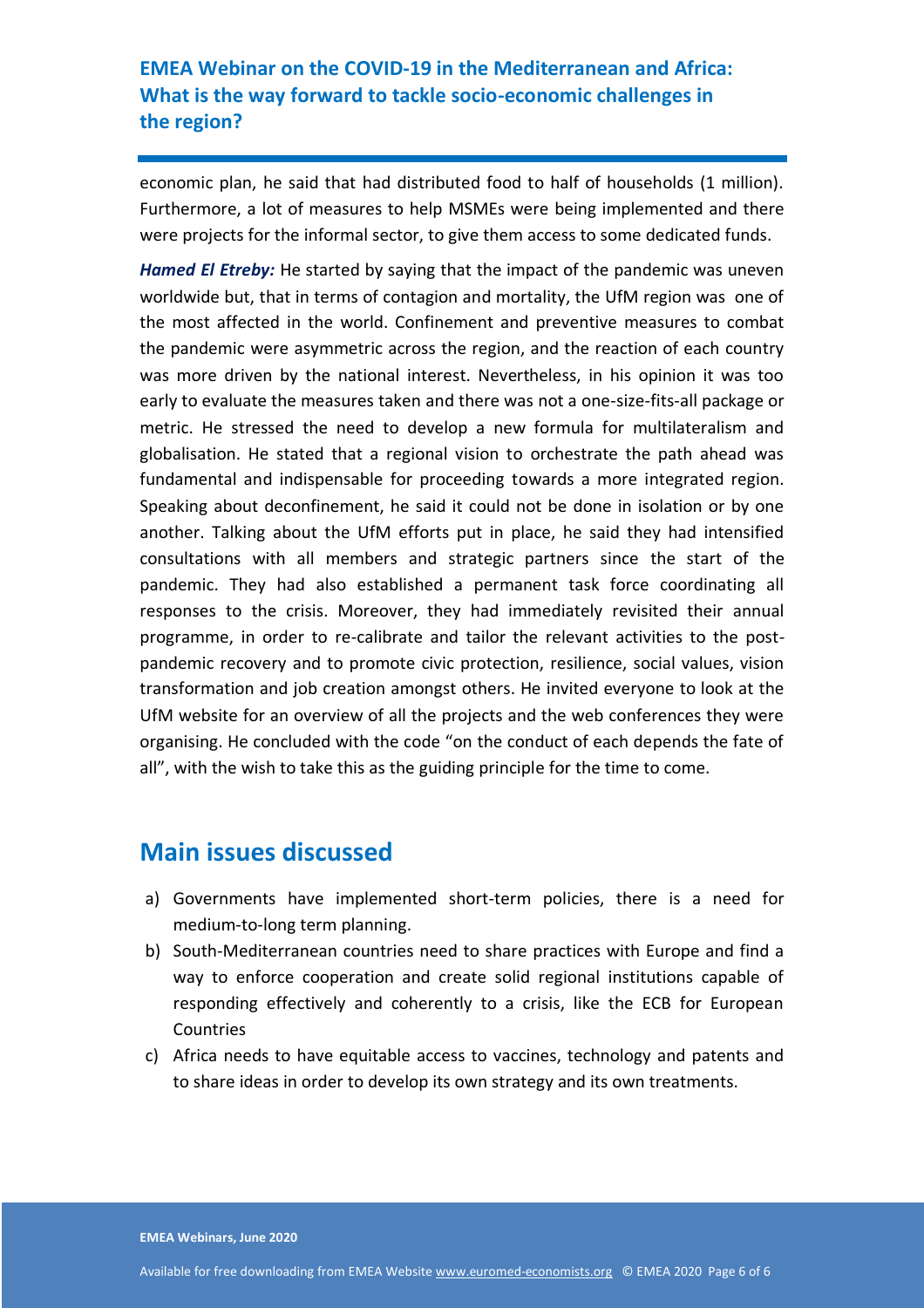economic plan, he said that had distributed food to half of households (1 million). Furthermore, a lot of measures to help MSMEs were being implemented and there were projects for the informal sector, to give them access to some dedicated funds.

***Hamed El Etreby:*** He started by saying that the impact of the pandemic was uneven worldwide but, that in terms of contagion and mortality, the UfM region was one of the most affected in the world. Confinement and preventive measures to combat the pandemic were asymmetric across the region, and the reaction of each country was more driven by the national interest. Nevertheless, in his opinion it was too early to evaluate the measures taken and there was not a one-size-fits-all package or metric. He stressed the need to develop a new formula for multilateralism and globalisation. He stated that a regional vision to orchestrate the path ahead was fundamental and indispensable for proceeding towards a more integrated region. Speaking about deconfinement, he said it could not be done in isolation or by one another. Talking about the UfM efforts put in place, he said they had intensified consultations with all members and strategic partners since the start of the pandemic. They had also established a permanent task force coordinating all responses to the crisis. Moreover, they had immediately revisited their annual programme, in order to re-calibrate and tailor the relevant activities to the post-pandemic recovery and to promote civic protection, resilience, social values, vision transformation and job creation amongst others. He invited everyone to look at the UfM website for an overview of all the projects and the web conferences they were organising. He concluded with the code "on the conduct of each depends the fate of all", with the wish to take this as the guiding principle for the time to come.

## Main issues discussed

a) Governments have implemented short-term policies, there is a need for medium-to-long term planning.
b) South-Mediterranean countries need to share practices with Europe and find a way to enforce cooperation and create solid regional institutions capable of responding effectively and coherently to a crisis, like the ECB for European Countries
c) Africa needs to have equitable access to vaccines, technology and patents and to share ideas in order to develop its own strategy and its own treatments.